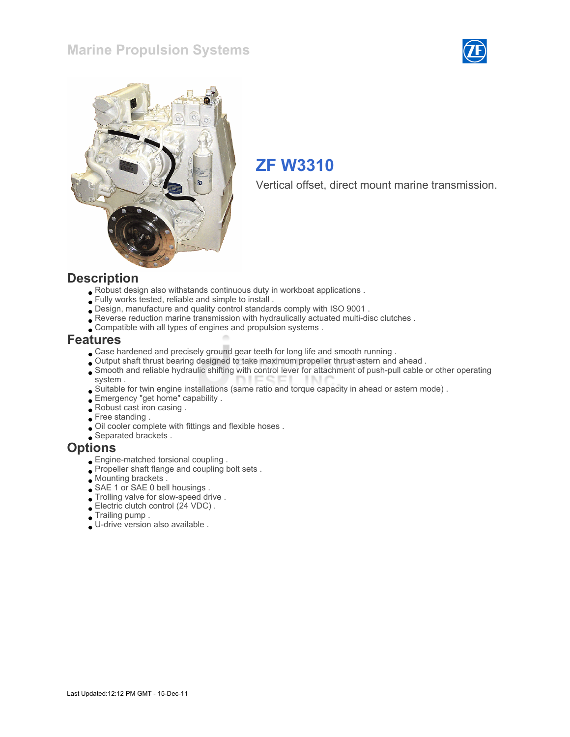Marine Propulsion Systems

# ZF W3310

Vertical offset, direct mount marine transmission.

## Description

- Robust design also withstands continuous duty in workboat applications .
- Fully works tested, reliable and simple to install .
- Design, manufacture and quality control standards comply with ISO 9001 .
- Reverse reduction marine transmission with hydraulically actuated multi-disc clutches .
- Compatible with all types of engines and propulsion systems .

## Features

- Case hardened and precisely ground gear teeth for long life and smooth running .
- Output shaft thrust bearing designed to take maximum propeller thrust astern and ahead .
- Smooth and reliable hydraulic shifting with control lever for attachment of push-pull cable or other operating system .
- Suitable for twin engine installations (same ratio and torque capacity in ahead or astern mode) .
- Emergency "get home" capability .
- Robust cast iron casing .
- Free standing .
- Oil cooler complete with fittings and flexible hoses .
- Separated brackets .

## Options

- Engine-matched torsional coupling .
- Propeller shaft flange and coupling bolt sets .
- Mounting brackets .
- SAE 1 or SAE 0 bell housings .
- Trolling valve for slow-speed drive .
- Electric clutch control (24 VDC) .
- Trailing pump .
- U-drive version also available .

Last Updated:12:12 PM GMT - 15-Dec-11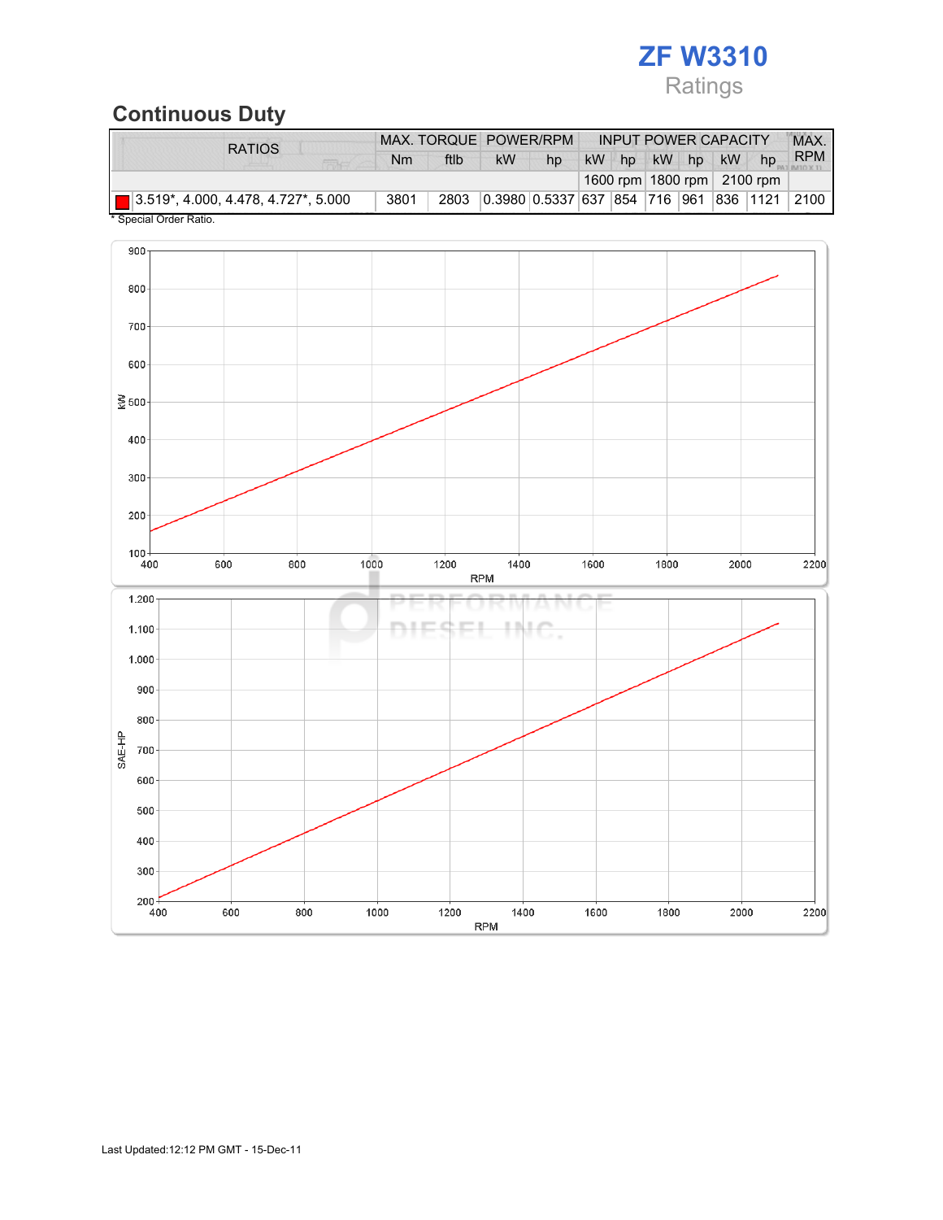# ZF W3310

Ratings

## Continuous Duty

| RATIOS | MAX. TORQUE | | POWER/RPM | | INPUT POWER CAPACITY | | | | | | MAX. RPM |
|---|---|---|---|---|---|---|---|---|---|---|---|
| | Nm | ftlb | kW | hp | kW | hp | kW | hp | kW | hp | |
| | | | | | 1600 rpm | | 1800 rpm | | 2100 rpm | | |
| 3.519*, 4.000, 4.478, 4.727*, 5.000 | 3801 | 2803 | 0.3980 | 0.5337 | 637 | 854 | 716 | 961 | 836 | 1121 | 2100 |

\* Special Order Ratio.

Last Updated:12:12 PM GMT - 15-Dec-11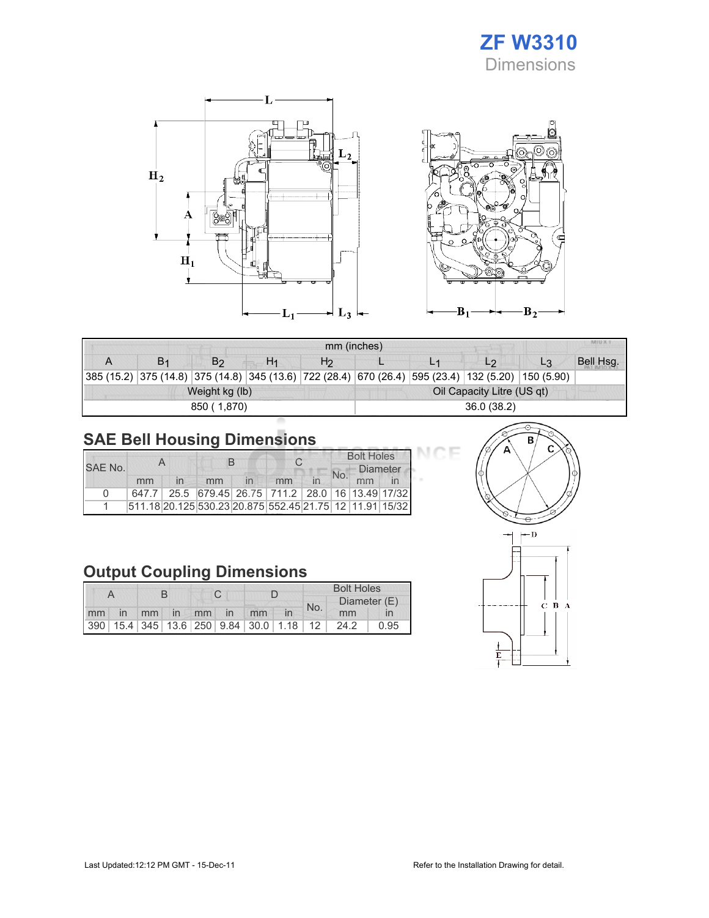# ZF W3310

## Dimensions

| mm (inches) | | | | | | | | | |
|---|---|---|---|---|---|---|---|---|---|
| A | $B_1$ | $B_2$ | $H_1$ | $H_2$ | L | $L_1$ | $L_2$ | $L_3$ | Bell Hsg. |
| 385 (15.2) | 375 (14.8) | 375 (14.8) | 345 (13.6) | 722 (28.4) | 670 (26.4) | 595 (23.4) | 132 (5.20) | 150 (5.90) | |
| Weight kg (lb) | | | | | Oil Capacity Litre (US qt) | | | | |
| 850 ( 1,870) | | | | | 36.0 (38.2) | | | | |

## SAE Bell Housing Dimensions

| SAE No. | A | | B | | C | | Bolt Holes | | |
|---|---|---|---|---|---|---|---|---|---|
| | | | | | | | No. | Diameter | |
| | mm | in | mm | in | mm | in | | mm | in |
| 0 | 647.7 | 25.5 | 679.45 | 26.75 | 711.2 | 28.0 | 16 | 13.49 | 17/32 |
| 1 | 511.18 | 20.125 | 530.23 | 20.875 | 552.45 | 21.75 | 12 | 11.91 | 15/32 |

## Output Coupling Dimensions

| A | | B | | C | | D | | Bolt Holes | | |
|---|---|---|---|---|---|---|---|---|---|---|
| | | | | | | | | No. | Diameter (E) | |
| mm | in | mm | in | mm | in | mm | in | | mm | in |
| 390 | 15.4 | 345 | 13.6 | 250 | 9.84 | 30.0 | 1.18 | 12 | 24.2 | 0.95 |

Last Updated:12:12 PM GMT - 15-Dec-11

Refer to the Installation Drawing for detail.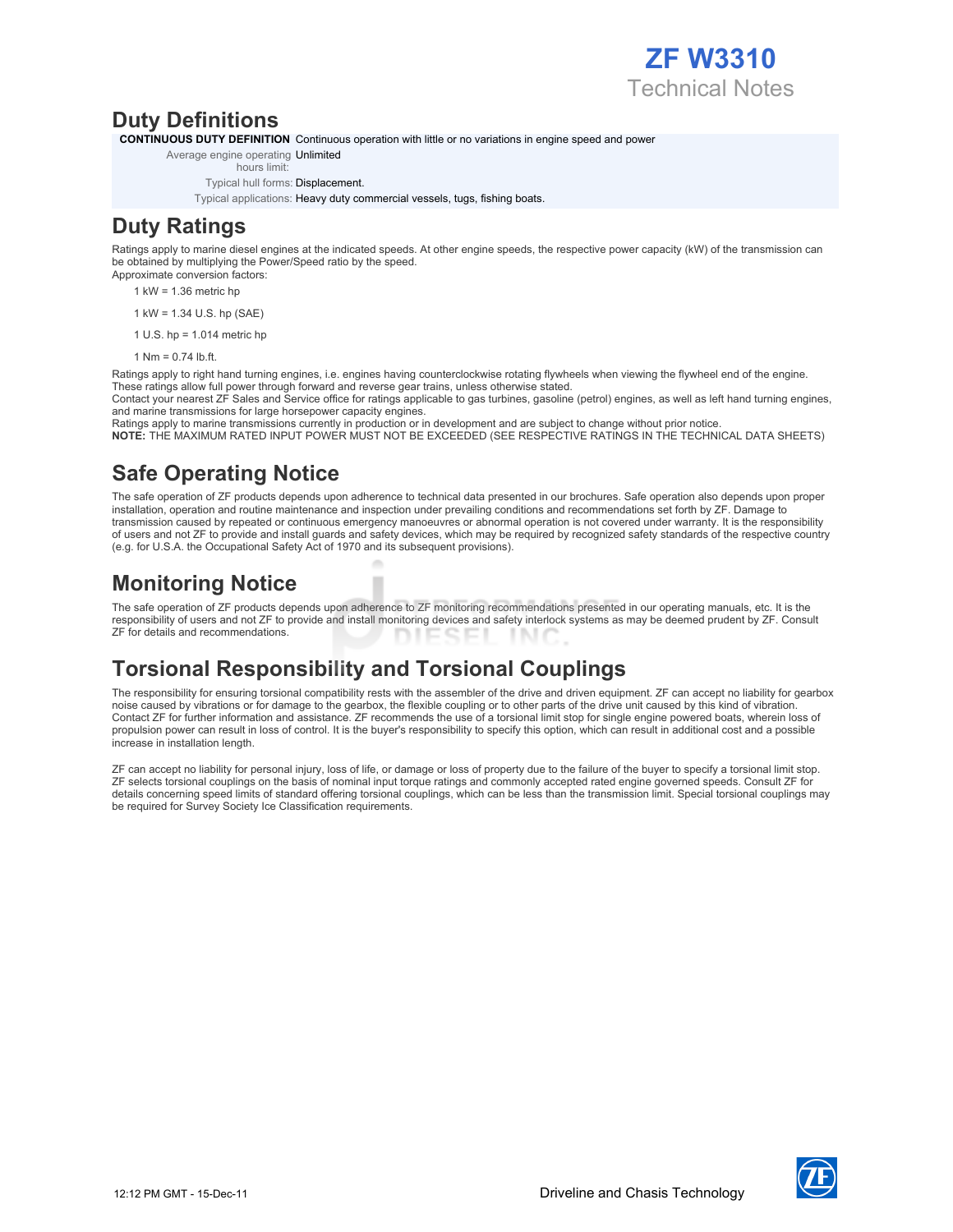# ZF W3310

Technical Notes

## Duty Definitions

| | |
|---|---|
| **CONTINUOUS DUTY DEFINITION** | Continuous operation with little or no variations in engine speed and power |
| Average engine operating hours limit: | Unlimited |
| Typical hull forms: | Displacement. |
| Typical applications: | Heavy duty commercial vessels, tugs, fishing boats. |

## Duty Ratings

Ratings apply to marine diesel engines at the indicated speeds. At other engine speeds, the respective power capacity (kW) of the transmission can be obtained by multiplying the Power/Speed ratio by the speed.
Approximate conversion factors:

1 kW = 1.36 metric hp

1 kW = 1.34 U.S. hp (SAE)

1 U.S. hp = 1.014 metric hp

1 Nm = 0.74 lb.ft.

Ratings apply to right hand turning engines, i.e. engines having counterclockwise rotating flywheels when viewing the flywheel end of the engine. These ratings allow full power through forward and reverse gear trains, unless otherwise stated.
Contact your nearest ZF Sales and Service office for ratings applicable to gas turbines, gasoline (petrol) engines, as well as left hand turning engines, and marine transmissions for large horsepower capacity engines.
Ratings apply to marine transmissions currently in production or in development and are subject to change without prior notice.
**NOTE:** THE MAXIMUM RATED INPUT POWER MUST NOT BE EXCEEDED (SEE RESPECTIVE RATINGS IN THE TECHNICAL DATA SHEETS)

## Safe Operating Notice

The safe operation of ZF products depends upon adherence to technical data presented in our brochures. Safe operation also depends upon proper installation, operation and routine maintenance and inspection under prevailing conditions and recommendations set forth by ZF. Damage to transmission caused by repeated or continuous emergency manoeuvres or abnormal operation is not covered under warranty. It is the responsibility of users and not ZF to provide and install guards and safety devices, which may be required by recognized safety standards of the respective country (e.g. for U.S.A. the Occupational Safety Act of 1970 and its subsequent provisions).

## Monitoring Notice

The safe operation of ZF products depends upon adherence to ZF monitoring recommendations presented in our operating manuals, etc. It is the responsibility of users and not ZF to provide and install monitoring devices and safety interlock systems as may be deemed prudent by ZF. Consult ZF for details and recommendations.

## Torsional Responsibility and Torsional Couplings

The responsibility for ensuring torsional compatibility rests with the assembler of the drive and driven equipment. ZF can accept no liability for gearbox noise caused by vibrations or for damage to the gearbox, the flexible coupling or to other parts of the drive unit caused by this kind of vibration. Contact ZF for further information and assistance. ZF recommends the use of a torsional limit stop for single engine powered boats, wherein loss of propulsion power can result in loss of control. It is the buyer's responsibility to specify this option, which can result in additional cost and a possible increase in installation length.

ZF can accept no liability for personal injury, loss of life, or damage or loss of property due to the failure of the buyer to specify a torsional limit stop. ZF selects torsional couplings on the basis of nominal input torque ratings and commonly accepted rated engine governed speeds. Consult ZF for details concerning speed limits of standard offering torsional couplings, which can be less than the transmission limit. Special torsional couplings may be required for Survey Society Ice Classification requirements.